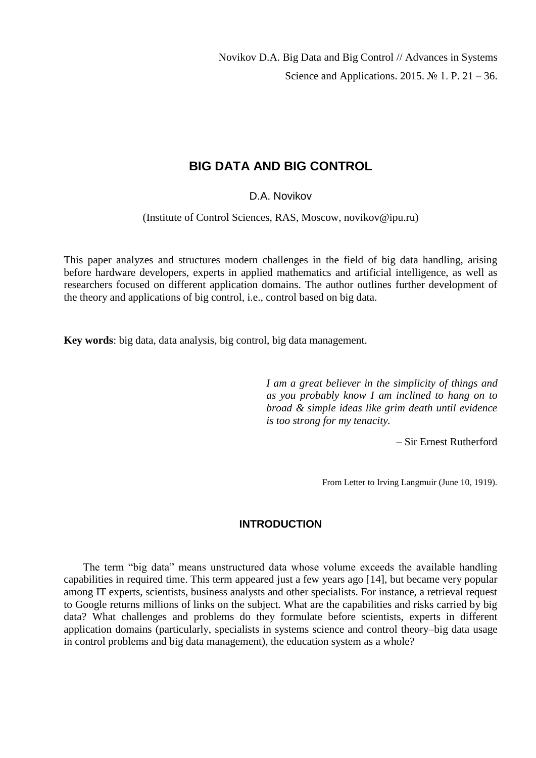Novikov D.A. Big Data and Big Control // Advances in Systems Science and Applications. 2015. № 1. P. 21 – 36.

# BIG DATA AND BIG CONTROL

D.A. Novikov

(Institute of Control Sciences, RAS, Moscow, novikov@ipu.ru)

This paper analyzes and structures modern challenges in the field of big data handling, arising before hardware developers, experts in applied mathematics and artificial intelligence, as well as researchers focused on different application domains. The author outlines further development of the theory and applications of big control, i.e., control based on big data.

**Key words**: big data, data analysis, big control, big data management.

> *I am a great believer in the simplicity of things and as you probably know I am inclined to hang on to broad & simple ideas like grim death until evidence is too strong for my tenacity.*
>
> – Sir Ernest Rutherford
>
> From Letter to Irving Langmuir (June 10, 1919).

## INTRODUCTION

The term "big data" means unstructured data whose volume exceeds the available handling capabilities in required time. This term appeared just a few years ago [14], but became very popular among IT experts, scientists, business analysts and other specialists. For instance, a retrieval request to Google returns millions of links on the subject. What are the capabilities and risks carried by big data? What challenges and problems do they formulate before scientists, experts in different application domains (particularly, specialists in systems science and control theory–big data usage in control problems and big data management), the education system as a whole?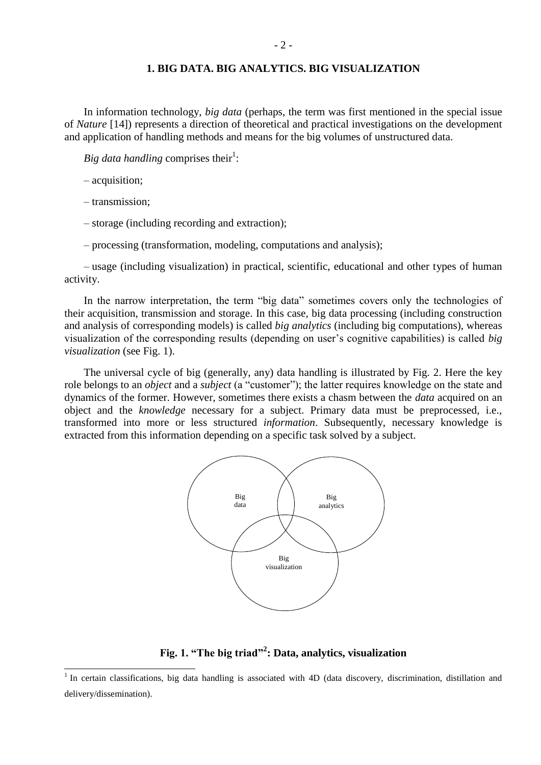# 1. BIG DATA. BIG ANALYTICS. BIG VISUALIZATION

In information technology, *big data* (perhaps, the term was first mentioned in the special issue of *Nature* [14]) represents a direction of theoretical and practical investigations on the development and application of handling methods and means for the big volumes of unstructured data.

*Big data handling* comprises their[1]:

– acquisition;

– transmission;

– storage (including recording and extraction);

– processing (transformation, modeling, computations and analysis);

– usage (including visualization) in practical, scientific, educational and other types of human activity.

In the narrow interpretation, the term "big data" sometimes covers only the technologies of their acquisition, transmission and storage. In this case, big data processing (including construction and analysis of corresponding models) is called *big analytics* (including big computations), whereas visualization of the corresponding results (depending on user's cognitive capabilities) is called *big visualization* (see Fig. 1).

The universal cycle of big (generally, any) data handling is illustrated by Fig. 2. Here the key role belongs to an *object* and a *subject* (a "customer"); the latter requires knowledge on the state and dynamics of the former. However, sometimes there exists a chasm between the *data* acquired on an object and the *knowledge* necessary for a subject. Primary data must be preprocessed, i.e., transformed into more or less structured *information*. Subsequently, necessary knowledge is extracted from this information depending on a specific task solved by a subject.

Big data

Big analytics

Big visualization

**Fig. 1. "The big triad"[2]: Data, analytics, visualization**

[1] In certain classifications, big data handling is associated with 4D (data discovery, discrimination, distillation and delivery/dissemination).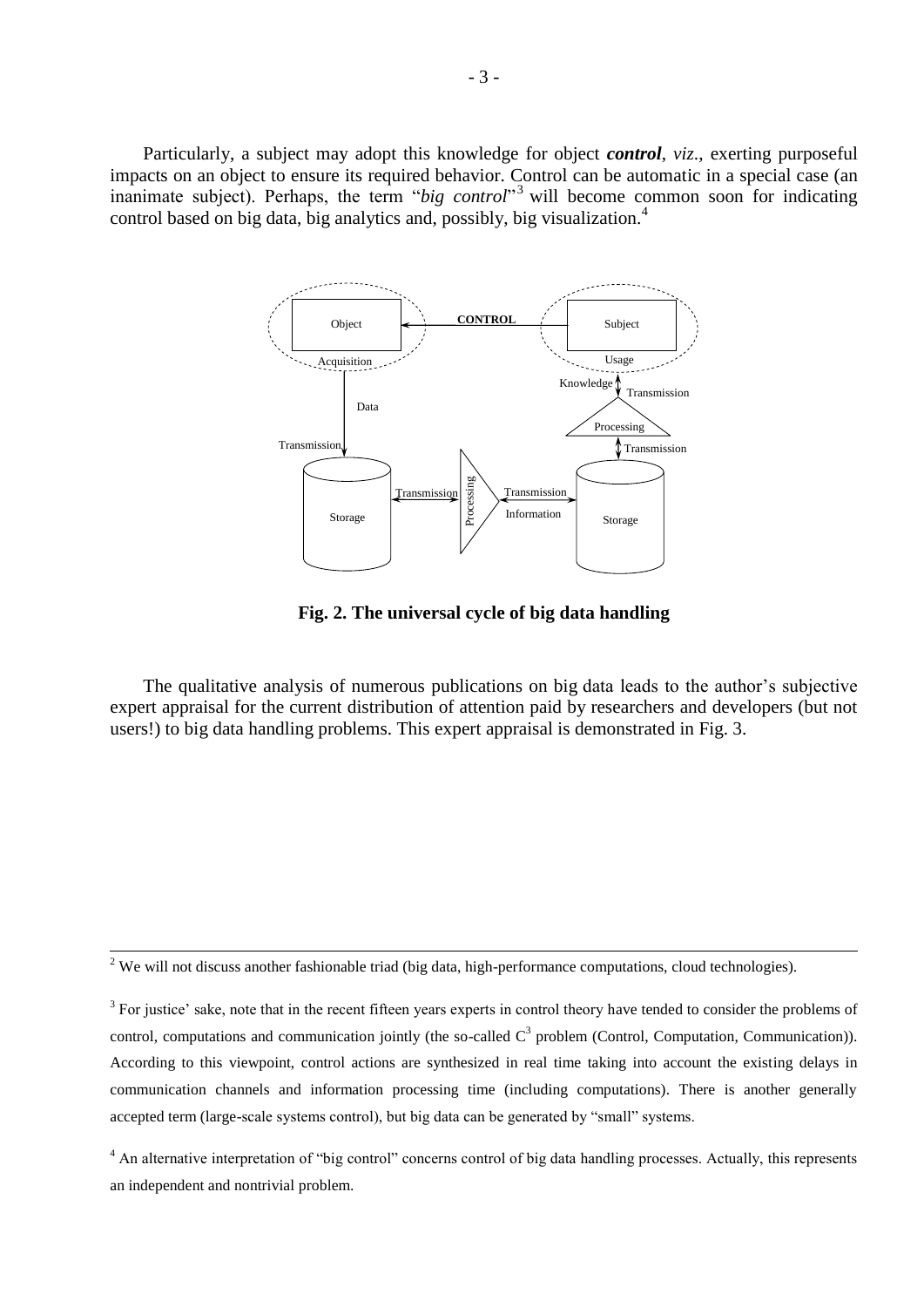Particularly, a subject may adopt this knowledge for object ***control***, *viz*., exerting purposeful impacts on an object to ensure its required behavior. Control can be automatic in a special case (an inanimate subject). Perhaps, the term "*big control*"[3] will become common soon for indicating control based on big data, big analytics and, possibly, big visualization.[4]

**Fig. 2. The universal cycle of big data handling**

The qualitative analysis of numerous publications on big data leads to the author's subjective expert appraisal for the current distribution of attention paid by researchers and developers (but not users!) to big data handling problems. This expert appraisal is demonstrated in Fig. 3.

---

[2] We will not discuss another fashionable triad (big data, high-performance computations, cloud technologies).

[3] For justice' sake, note that in the recent fifteen years experts in control theory have tended to consider the problems of control, computations and communication jointly (the so-called $C^3$ problem (Control, Computation, Communication)). According to this viewpoint, control actions are synthesized in real time taking into account the existing delays in communication channels and information processing time (including computations). There is another generally accepted term (large-scale systems control), but big data can be generated by "small" systems.

[4] An alternative interpretation of "big control" concerns control of big data handling processes. Actually, this represents an independent and nontrivial problem.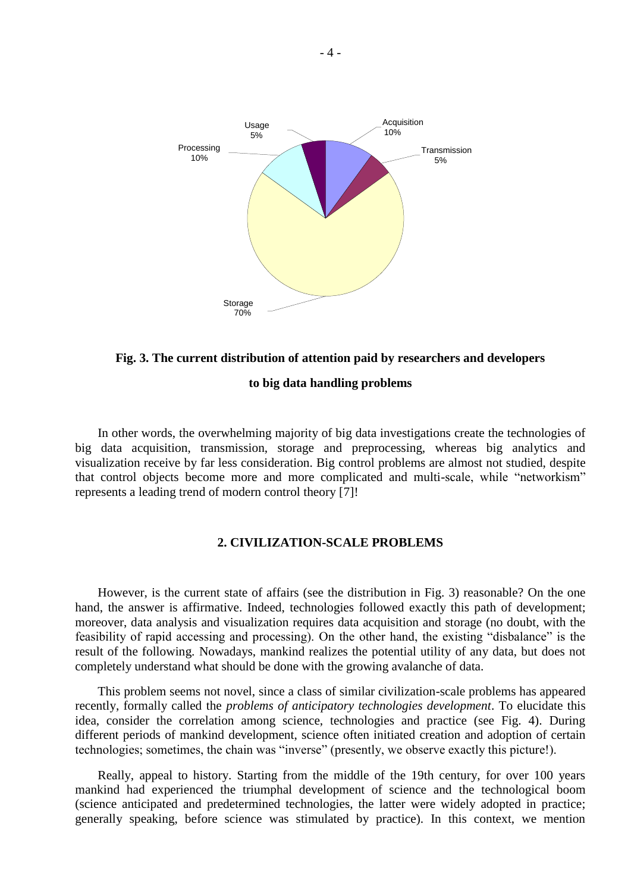Fig. 3. The current distribution of attention paid by researchers and developers to big data handling problems

In other words, the overwhelming majority of big data investigations create the technologies of big data acquisition, transmission, storage and preprocessing, whereas big analytics and visualization receive by far less consideration. Big control problems are almost not studied, despite that control objects become more and more complicated and multi-scale, while "networkism" represents a leading trend of modern control theory [7]!

## 2. CIVILIZATION-SCALE PROBLEMS

However, is the current state of affairs (see the distribution in Fig. 3) reasonable? On the one hand, the answer is affirmative. Indeed, technologies followed exactly this path of development; moreover, data analysis and visualization requires data acquisition and storage (no doubt, with the feasibility of rapid accessing and processing). On the other hand, the existing "disbalance" is the result of the following. Nowadays, mankind realizes the potential utility of any data, but does not completely understand what should be done with the growing avalanche of data.

This problem seems not novel, since a class of similar civilization-scale problems has appeared recently, formally called the *problems of anticipatory technologies development*. To elucidate this idea, consider the correlation among science, technologies and practice (see Fig. 4). During different periods of mankind development, science often initiated creation and adoption of certain technologies; sometimes, the chain was "inverse" (presently, we observe exactly this picture!).

Really, appeal to history. Starting from the middle of the 19th century, for over 100 years mankind had experienced the triumphal development of science and the technological boom (science anticipated and predetermined technologies, the latter were widely adopted in practice; generally speaking, before science was stimulated by practice). In this context, we mention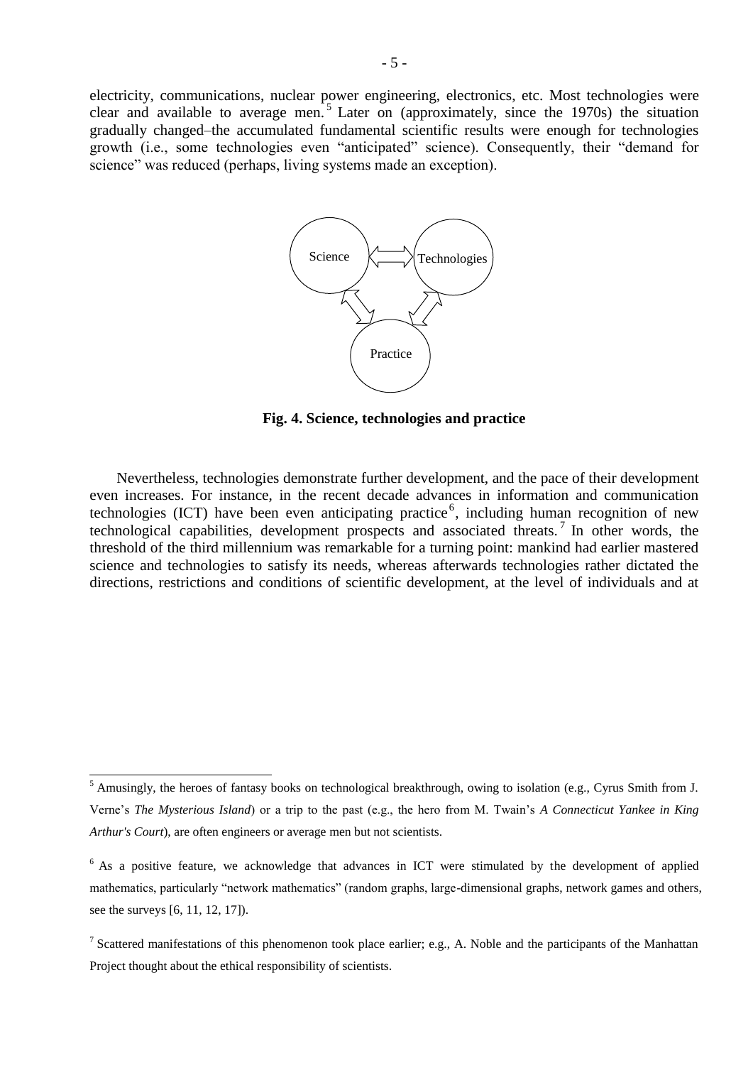electricity, communications, nuclear power engineering, electronics, etc. Most technologies were clear and available to average men.[5] Later on (approximately, since the 1970s) the situation gradually changed–the accumulated fundamental scientific results were enough for technologies growth (i.e., some technologies even "anticipated" science). Consequently, their "demand for science" was reduced (perhaps, living systems made an exception).

**Fig. 4. Science, technologies and practice**

Nevertheless, technologies demonstrate further development, and the pace of their development even increases. For instance, in the recent decade advances in information and communication technologies (ICT) have been even anticipating practice[6], including human recognition of new technological capabilities, development prospects and associated threats.[7] In other words, the threshold of the third millennium was remarkable for a turning point: mankind had earlier mastered science and technologies to satisfy its needs, whereas afterwards technologies rather dictated the directions, restrictions and conditions of scientific development, at the level of individuals and at

---

[5] Amusingly, the heroes of fantasy books on technological breakthrough, owing to isolation (e.g., Cyrus Smith from J. Verne's *The Mysterious Island*) or a trip to the past (e.g., the hero from M. Twain's *A Connecticut Yankee in King Arthur's Court*), are often engineers or average men but not scientists.

[6] As a positive feature, we acknowledge that advances in ICT were stimulated by the development of applied mathematics, particularly "network mathematics" (random graphs, large-dimensional graphs, network games and others, see the surveys [6, 11, 12, 17]).

[7] Scattered manifestations of this phenomenon took place earlier; e.g., A. Noble and the participants of the Manhattan Project thought about the ethical responsibility of scientists.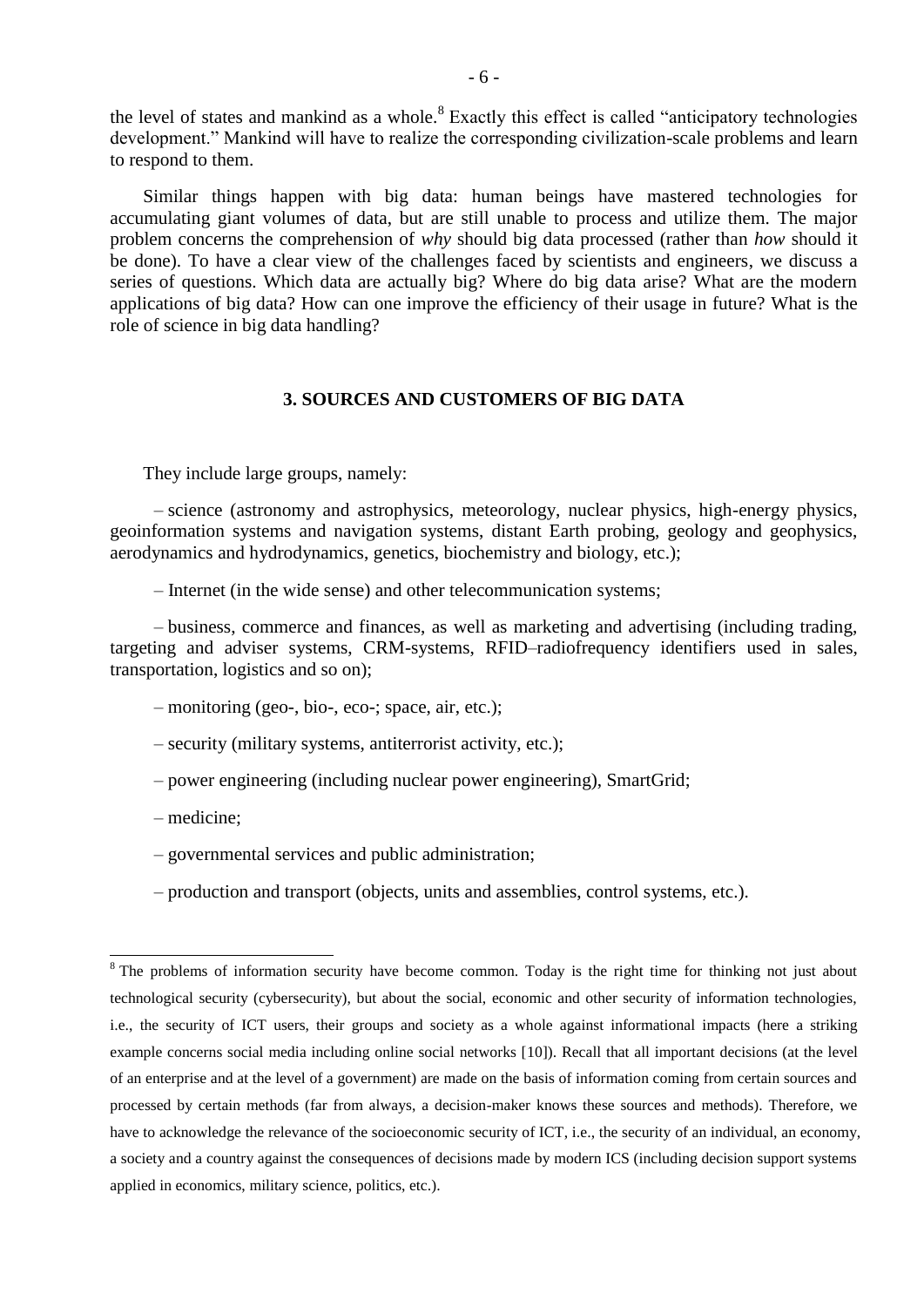the level of states and mankind as a whole.[8] Exactly this effect is called "anticipatory technologies development." Mankind will have to realize the corresponding civilization-scale problems and learn to respond to them.

Similar things happen with big data: human beings have mastered technologies for accumulating giant volumes of data, but are still unable to process and utilize them. The major problem concerns the comprehension of *why* should big data processed (rather than *how* should it be done). To have a clear view of the challenges faced by scientists and engineers, we discuss a series of questions. Which data are actually big? Where do big data arise? What are the modern applications of big data? How can one improve the efficiency of their usage in future? What is the role of science in big data handling?

## 3. SOURCES AND CUSTOMERS OF BIG DATA

They include large groups, namely:

– science (astronomy and astrophysics, meteorology, nuclear physics, high-energy physics, geoinformation systems and navigation systems, distant Earth probing, geology and geophysics, aerodynamics and hydrodynamics, genetics, biochemistry and biology, etc.);

– Internet (in the wide sense) and other telecommunication systems;

– business, commerce and finances, as well as marketing and advertising (including trading, targeting and adviser systems, CRM-systems, RFID–radiofrequency identifiers used in sales, transportation, logistics and so on);

– monitoring (geo-, bio-, eco-; space, air, etc.);

– security (military systems, antiterrorist activity, etc.);

– power engineering (including nuclear power engineering), SmartGrid;

– medicine;

– governmental services and public administration;

– production and transport (objects, units and assemblies, control systems, etc.).

---

[8] The problems of information security have become common. Today is the right time for thinking not just about technological security (cybersecurity), but about the social, economic and other security of information technologies, i.e., the security of ICT users, their groups and society as a whole against informational impacts (here a striking example concerns social media including online social networks [10]). Recall that all important decisions (at the level of an enterprise and at the level of a government) are made on the basis of information coming from certain sources and processed by certain methods (far from always, a decision-maker knows these sources and methods). Therefore, we have to acknowledge the relevance of the socioeconomic security of ICT, i.e., the security of an individual, an economy, a society and a country against the consequences of decisions made by modern ICS (including decision support systems applied in economics, military science, politics, etc.).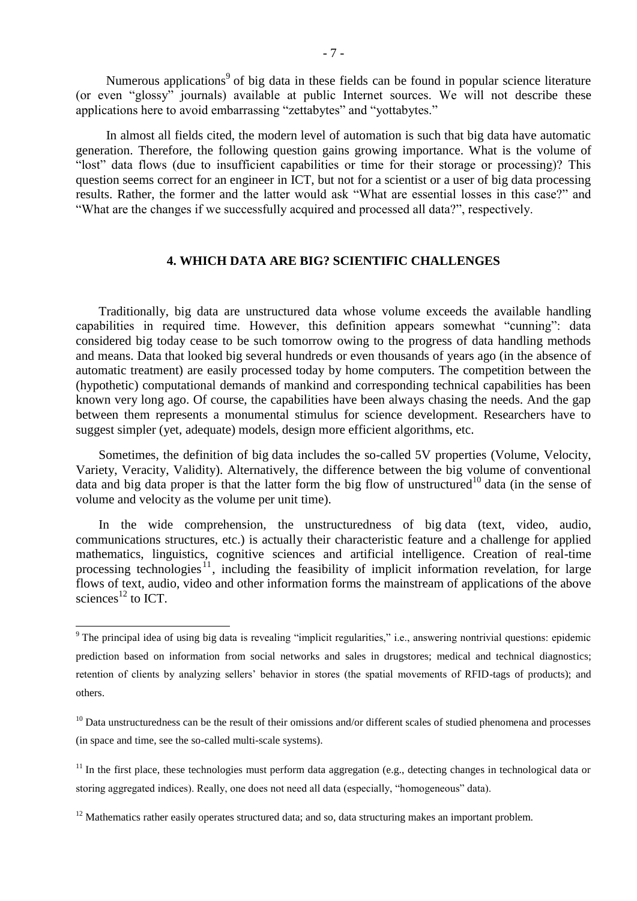Numerous applications[9] of big data in these fields can be found in popular science literature (or even "glossy" journals) available at public Internet sources. We will not describe these applications here to avoid embarrassing "zettabytes" and "yottabytes."

In almost all fields cited, the modern level of automation is such that big data have automatic generation. Therefore, the following question gains growing importance. What is the volume of "lost" data flows (due to insufficient capabilities or time for their storage or processing)? This question seems correct for an engineer in ICT, but not for a scientist or a user of big data processing results. Rather, the former and the latter would ask "What are essential losses in this case?" and "What are the changes if we successfully acquired and processed all data?", respectively.

## 4. WHICH DATA ARE BIG? SCIENTIFIC CHALLENGES

Traditionally, big data are unstructured data whose volume exceeds the available handling capabilities in required time. However, this definition appears somewhat "cunning": data considered big today cease to be such tomorrow owing to the progress of data handling methods and means. Data that looked big several hundreds or even thousands of years ago (in the absence of automatic treatment) are easily processed today by home computers. The competition between the (hypothetic) computational demands of mankind and corresponding technical capabilities has been known very long ago. Of course, the capabilities have been always chasing the needs. And the gap between them represents a monumental stimulus for science development. Researchers have to suggest simpler (yet, adequate) models, design more efficient algorithms, etc.

Sometimes, the definition of big data includes the so-called 5V properties (Volume, Velocity, Variety, Veracity, Validity). Alternatively, the difference between the big volume of conventional data and big data proper is that the latter form the big flow of unstructured[10] data (in the sense of volume and velocity as the volume per unit time).

In the wide comprehension, the unstructuredness of big data (text, video, audio, communications structures, etc.) is actually their characteristic feature and a challenge for applied mathematics, linguistics, cognitive sciences and artificial intelligence. Creation of real-time processing technologies[11], including the feasibility of implicit information revelation, for large flows of text, audio, video and other information forms the mainstream of applications of the above sciences[12] to ICT.

---

[9] The principal idea of using big data is revealing "implicit regularities," i.e., answering nontrivial questions: epidemic prediction based on information from social networks and sales in drugstores; medical and technical diagnostics; retention of clients by analyzing sellers' behavior in stores (the spatial movements of RFID-tags of products); and others.

[10] Data unstructuredness can be the result of their omissions and/or different scales of studied phenomena and processes (in space and time, see the so-called multi-scale systems).

[11] In the first place, these technologies must perform data aggregation (e.g., detecting changes in technological data or storing aggregated indices). Really, one does not need all data (especially, "homogeneous" data).

[12] Mathematics rather easily operates structured data; and so, data structuring makes an important problem.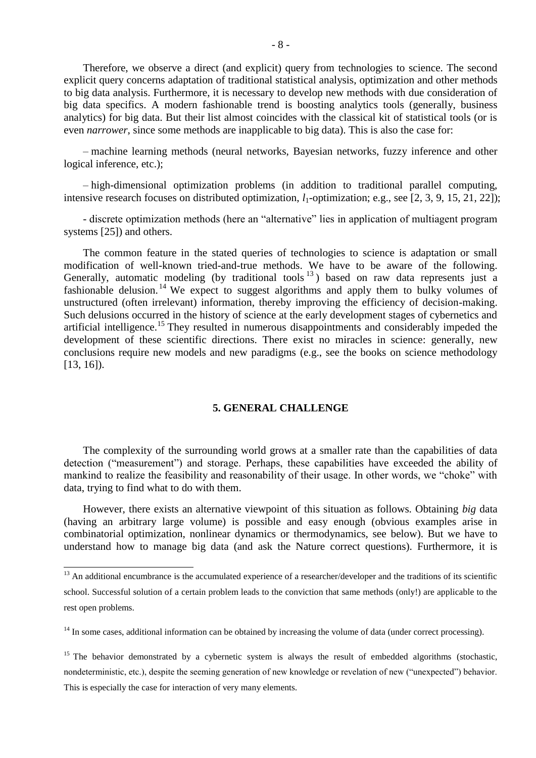Therefore, we observe a direct (and explicit) query from technologies to science. The second explicit query concerns adaptation of traditional statistical analysis, optimization and other methods to big data analysis. Furthermore, it is necessary to develop new methods with due consideration of big data specifics. A modern fashionable trend is boosting analytics tools (generally, business analytics) for big data. But their list almost coincides with the classical kit of statistical tools (or is even *narrower*, since some methods are inapplicable to big data). This is also the case for:

– machine learning methods (neural networks, Bayesian networks, fuzzy inference and other logical inference, etc.);

– high-dimensional optimization problems (in addition to traditional parallel computing, intensive research focuses on distributed optimization, $l_1$-optimization; e.g., see [2, 3, 9, 15, 21, 22]);

- discrete optimization methods (here an "alternative" lies in application of multiagent program systems [25]) and others.

The common feature in the stated queries of technologies to science is adaptation or small modification of well-known tried-and-true methods. We have to be aware of the following. Generally, automatic modeling (by traditional tools [13]) based on raw data represents just a fashionable delusion.[14] We expect to suggest algorithms and apply them to bulky volumes of unstructured (often irrelevant) information, thereby improving the efficiency of decision-making. Such delusions occurred in the history of science at the early development stages of cybernetics and artificial intelligence.[15] They resulted in numerous disappointments and considerably impeded the development of these scientific directions. There exist no miracles in science: generally, new conclusions require new models and new paradigms (e.g., see the books on science methodology [13, 16]).

## 5. GENERAL CHALLENGE

The complexity of the surrounding world grows at a smaller rate than the capabilities of data detection ("measurement") and storage. Perhaps, these capabilities have exceeded the ability of mankind to realize the feasibility and reasonability of their usage. In other words, we "choke" with data, trying to find what to do with them.

However, there exists an alternative viewpoint of this situation as follows. Obtaining *big* data (having an arbitrary large volume) is possible and easy enough (obvious examples arise in combinatorial optimization, nonlinear dynamics or thermodynamics, see below). But we have to understand how to manage big data (and ask the Nature correct questions). Furthermore, it is

---

[13] An additional encumbrance is the accumulated experience of a researcher/developer and the traditions of its scientific school. Successful solution of a certain problem leads to the conviction that same methods (only!) are applicable to the rest open problems.

[14] In some cases, additional information can be obtained by increasing the volume of data (under correct processing).

[15] The behavior demonstrated by a cybernetic system is always the result of embedded algorithms (stochastic, nondeterministic, etc.), despite the seeming generation of new knowledge or revelation of new ("unexpected") behavior. This is especially the case for interaction of very many elements.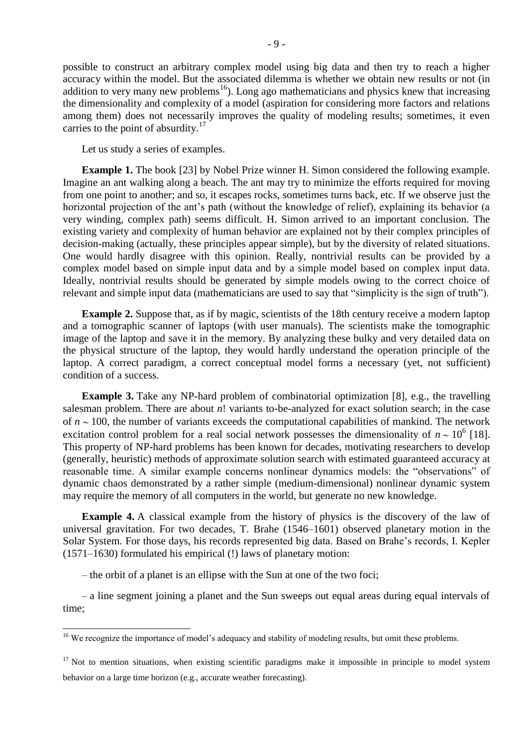possible to construct an arbitrary complex model using big data and then try to reach a higher accuracy within the model. But the associated dilemma is whether we obtain new results or not (in addition to very many new problems[16]). Long ago mathematicians and physics knew that increasing the dimensionality and complexity of a model (aspiration for considering more factors and relations among them) does not necessarily improves the quality of modeling results; sometimes, it even carries to the point of absurdity.[17]

Let us study a series of examples.

**Example 1.** The book [23] by Nobel Prize winner H. Simon considered the following example. Imagine an ant walking along a beach. The ant may try to minimize the efforts required for moving from one point to another; and so, it escapes rocks, sometimes turns back, etc. If we observe just the horizontal projection of the ant's path (without the knowledge of relief), explaining its behavior (a very winding, complex path) seems difficult. H. Simon arrived to an important conclusion. The existing variety and complexity of human behavior are explained not by their complex principles of decision-making (actually, these principles appear simple), but by the diversity of related situations. One would hardly disagree with this opinion. Really, nontrivial results can be provided by a complex model based on simple input data and by a simple model based on complex input data. Ideally, nontrivial results should be generated by simple models owing to the correct choice of relevant and simple input data (mathematicians are used to say that "simplicity is the sign of truth").

**Example 2.** Suppose that, as if by magic, scientists of the 18th century receive a modern laptop and a tomographic scanner of laptops (with user manuals). The scientists make the tomographic image of the laptop and save it in the memory. By analyzing these bulky and very detailed data on the physical structure of the laptop, they would hardly understand the operation principle of the laptop. A correct paradigm, a correct conceptual model forms a necessary (yet, not sufficient) condition of a success.

**Example 3.** Take any NP-hard problem of combinatorial optimization [8], e.g., the travelling salesman problem. There are about $n!$ variants to-be-analyzed for exact solution search; in the case of $n \sim 100$, the number of variants exceeds the computational capabilities of mankind. The network excitation control problem for a real social network possesses the dimensionality of $n \sim 10^6$ [18]. This property of NP-hard problems has been known for decades, motivating researchers to develop (generally, heuristic) methods of approximate solution search with estimated guaranteed accuracy at reasonable time. A similar example concerns nonlinear dynamics models: the "observations" of dynamic chaos demonstrated by a rather simple (medium-dimensional) nonlinear dynamic system may require the memory of all computers in the world, but generate no new knowledge.

**Example 4.** A classical example from the history of physics is the discovery of the law of universal gravitation. For two decades, T. Brahe (1546–1601) observed planetary motion in the Solar System. For those days, his records represented big data. Based on Brahe's records, I. Kepler (1571–1630) formulated his empirical (!) laws of planetary motion:

– the orbit of a planet is an ellipse with the Sun at one of the two foci;

– a line segment joining a planet and the Sun sweeps out equal areas during equal intervals of time;

---

[16] We recognize the importance of model's adequacy and stability of modeling results, but omit these problems.

[17] Not to mention situations, when existing scientific paradigms make it impossible in principle to model system behavior on a large time horizon (e.g., accurate weather forecasting).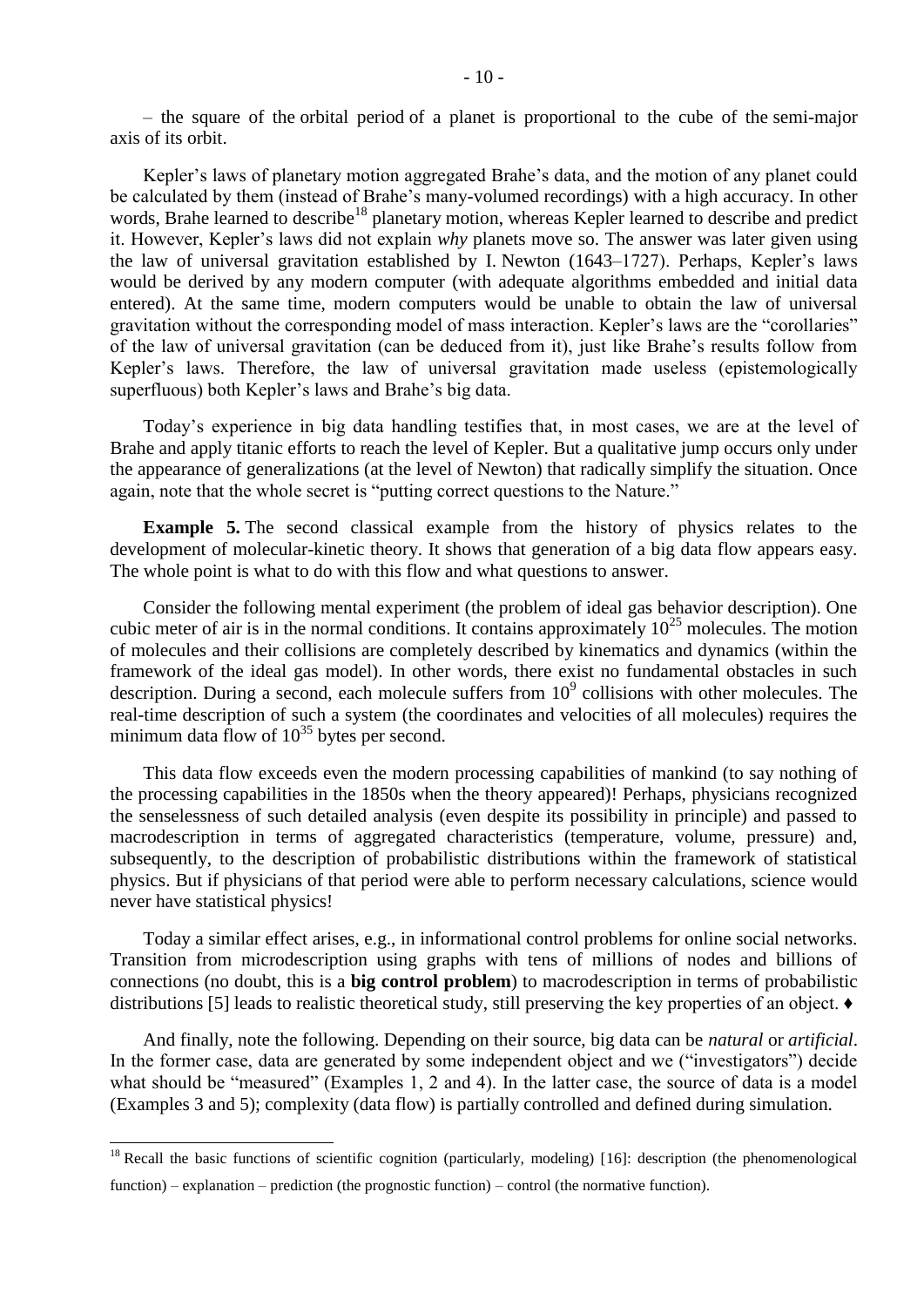– the square of the orbital period of a planet is proportional to the cube of the semi-major axis of its orbit.

Kepler's laws of planetary motion aggregated Brahe's data, and the motion of any planet could be calculated by them (instead of Brahe's many-volumed recordings) with a high accuracy. In other words, Brahe learned to describe[18] planetary motion, whereas Kepler learned to describe and predict it. However, Kepler's laws did not explain *why* planets move so. The answer was later given using the law of universal gravitation established by I. Newton (1643–1727). Perhaps, Kepler's laws would be derived by any modern computer (with adequate algorithms embedded and initial data entered). At the same time, modern computers would be unable to obtain the law of universal gravitation without the corresponding model of mass interaction. Kepler's laws are the "corollaries" of the law of universal gravitation (can be deduced from it), just like Brahe's results follow from Kepler's laws. Therefore, the law of universal gravitation made useless (epistemologically superfluous) both Kepler's laws and Brahe's big data.

Today's experience in big data handling testifies that, in most cases, we are at the level of Brahe and apply titanic efforts to reach the level of Kepler. But a qualitative jump occurs only under the appearance of generalizations (at the level of Newton) that radically simplify the situation. Once again, note that the whole secret is "putting correct questions to the Nature."

**Example 5.** The second classical example from the history of physics relates to the development of molecular-kinetic theory. It shows that generation of a big data flow appears easy. The whole point is what to do with this flow and what questions to answer.

Consider the following mental experiment (the problem of ideal gas behavior description). One cubic meter of air is in the normal conditions. It contains approximately $10^{25}$ molecules. The motion of molecules and their collisions are completely described by kinematics and dynamics (within the framework of the ideal gas model). In other words, there exist no fundamental obstacles in such description. During a second, each molecule suffers from $10^{9}$ collisions with other molecules. The real-time description of such a system (the coordinates and velocities of all molecules) requires the minimum data flow of $10^{35}$ bytes per second.

This data flow exceeds even the modern processing capabilities of mankind (to say nothing of the processing capabilities in the 1850s when the theory appeared)! Perhaps, physicians recognized the senselessness of such detailed analysis (even despite its possibility in principle) and passed to macrodescription in terms of aggregated characteristics (temperature, volume, pressure) and, subsequently, to the description of probabilistic distributions within the framework of statistical physics. But if physicians of that period were able to perform necessary calculations, science would never have statistical physics!

Today a similar effect arises, e.g., in informational control problems for online social networks. Transition from microdescription using graphs with tens of millions of nodes and billions of connections (no doubt, this is a **big control problem**) to macrodescription in terms of probabilistic distributions [5] leads to realistic theoretical study, still preserving the key properties of an object. ♦

And finally, note the following. Depending on their source, big data can be *natural* or *artificial*. In the former case, data are generated by some independent object and we ("investigators") decide what should be "measured" (Examples 1, 2 and 4). In the latter case, the source of data is a model (Examples 3 and 5); complexity (data flow) is partially controlled and defined during simulation.

---

[18] Recall the basic functions of scientific cognition (particularly, modeling) [16]: description (the phenomenological function) – explanation – prediction (the prognostic function) – control (the normative function).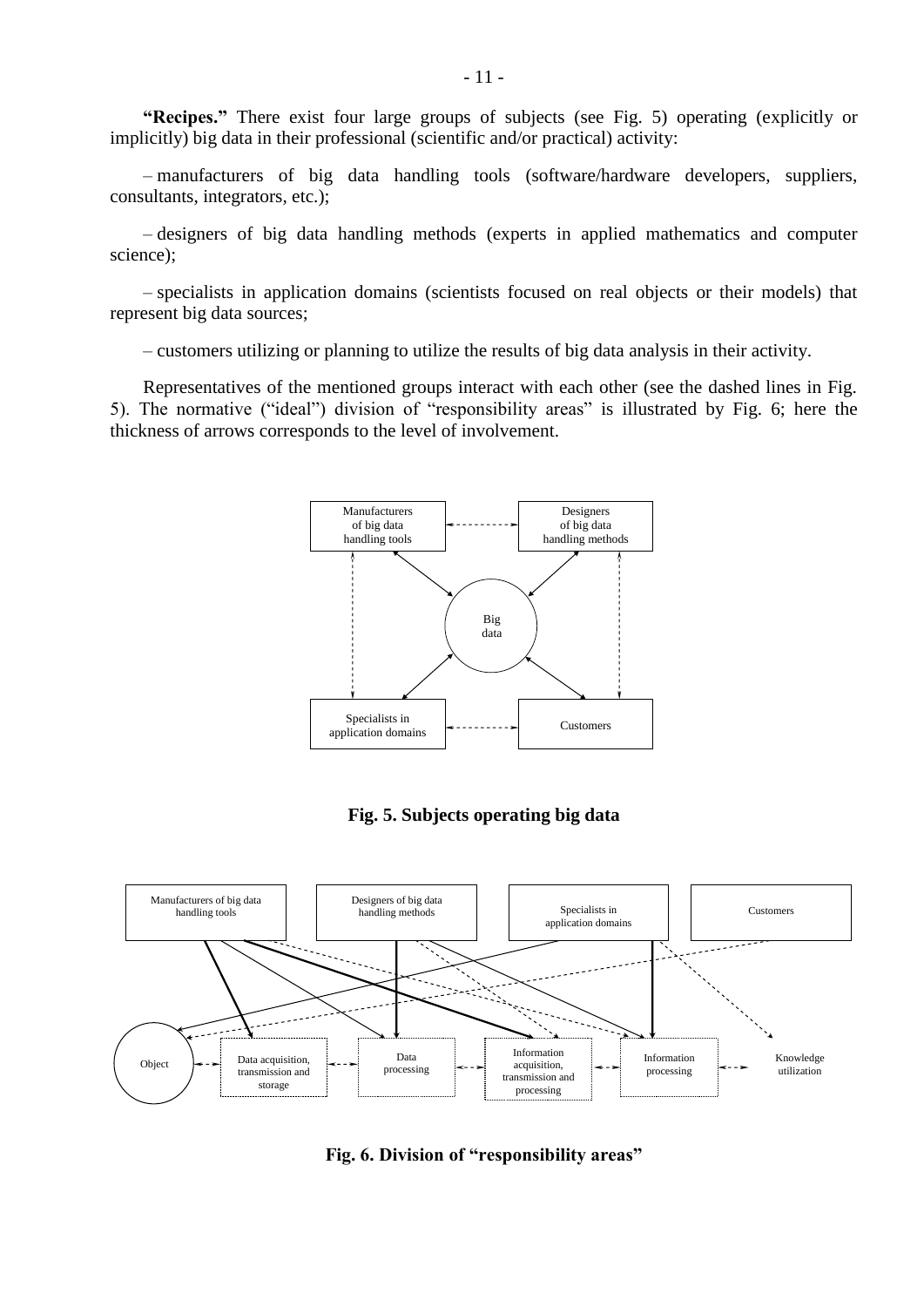**"Recipes."** There exist four large groups of subjects (see Fig. 5) operating (explicitly or implicitly) big data in their professional (scientific and/or practical) activity:

– manufacturers of big data handling tools (software/hardware developers, suppliers, consultants, integrators, etc.);

– designers of big data handling methods (experts in applied mathematics and computer science);

– specialists in application domains (scientists focused on real objects or their models) that represent big data sources;

– customers utilizing or planning to utilize the results of big data analysis in their activity.

Representatives of the mentioned groups interact with each other (see the dashed lines in Fig. 5). The normative ("ideal") division of "responsibility areas" is illustrated by Fig. 6; here the thickness of arrows corresponds to the level of involvement.

**Fig. 5. Subjects operating big data**

**Fig. 6. Division of "responsibility areas"**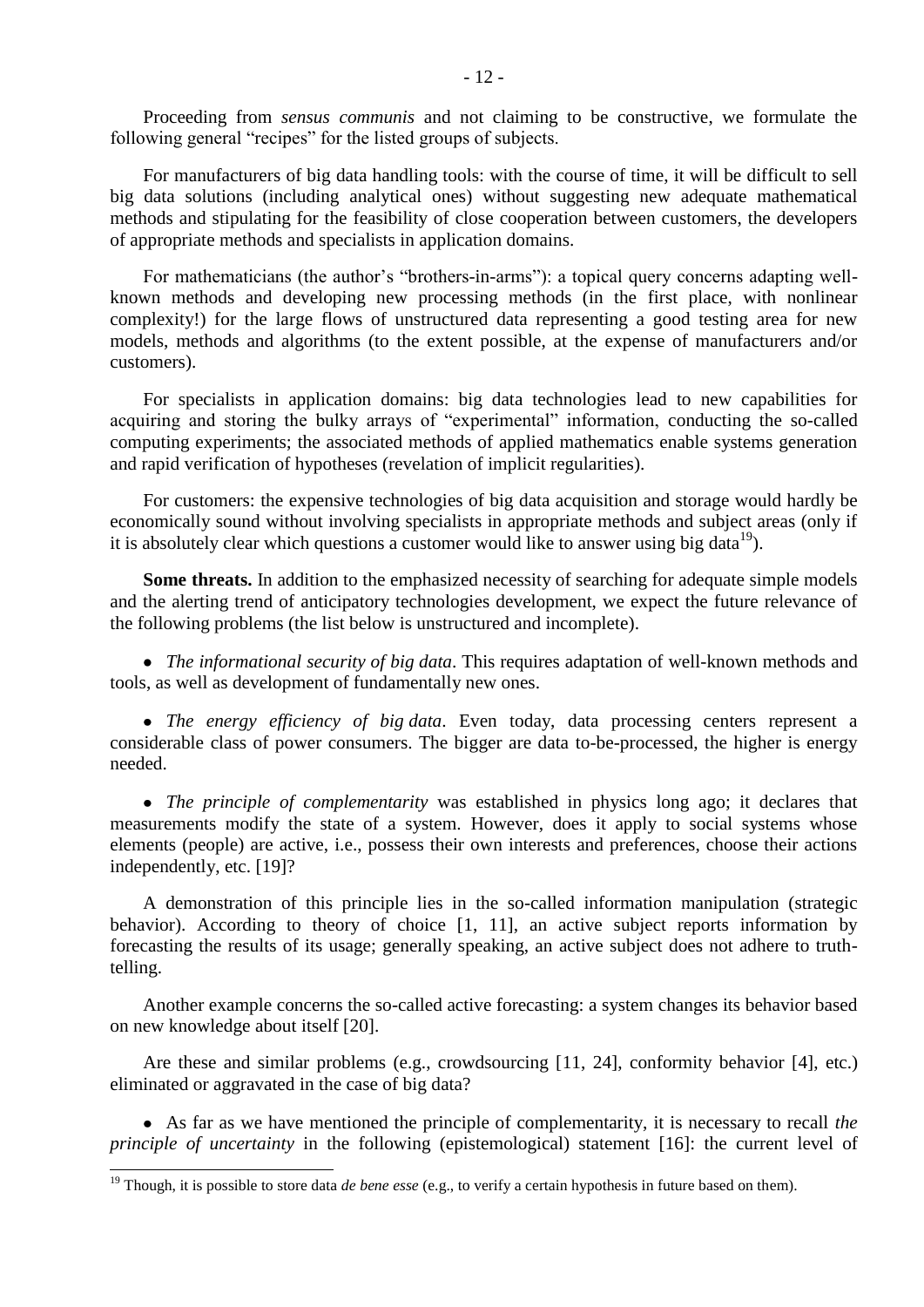Proceeding from *sensus communis* and not claiming to be constructive, we formulate the following general "recipes" for the listed groups of subjects.

For manufacturers of big data handling tools: with the course of time, it will be difficult to sell big data solutions (including analytical ones) without suggesting new adequate mathematical methods and stipulating for the feasibility of close cooperation between customers, the developers of appropriate methods and specialists in application domains.

For mathematicians (the author's "brothers-in-arms"): a topical query concerns adapting well-known methods and developing new processing methods (in the first place, with nonlinear complexity!) for the large flows of unstructured data representing a good testing area for new models, methods and algorithms (to the extent possible, at the expense of manufacturers and/or customers).

For specialists in application domains: big data technologies lead to new capabilities for acquiring and storing the bulky arrays of "experimental" information, conducting the so-called computing experiments; the associated methods of applied mathematics enable systems generation and rapid verification of hypotheses (revelation of implicit regularities).

For customers: the expensive technologies of big data acquisition and storage would hardly be economically sound without involving specialists in appropriate methods and subject areas (only if it is absolutely clear which questions a customer would like to answer using big data[19]).

**Some threats.** In addition to the emphasized necessity of searching for adequate simple models and the alerting trend of anticipatory technologies development, we expect the future relevance of the following problems (the list below is unstructured and incomplete).

- *The informational security of big data*. This requires adaptation of well-known methods and tools, as well as development of fundamentally new ones.

- *The energy efficiency of big data*. Even today, data processing centers represent a considerable class of power consumers. The bigger are data to-be-processed, the higher is energy needed.

- *The principle of complementarity* was established in physics long ago; it declares that measurements modify the state of a system. However, does it apply to social systems whose elements (people) are active, i.e., possess their own interests and preferences, choose their actions independently, etc. [19]?

A demonstration of this principle lies in the so-called information manipulation (strategic behavior). According to theory of choice [1, 11], an active subject reports information by forecasting the results of its usage; generally speaking, an active subject does not adhere to truth-telling.

Another example concerns the so-called active forecasting: a system changes its behavior based on new knowledge about itself [20].

Are these and similar problems (e.g., crowdsourcing [11, 24], conformity behavior [4], etc.) eliminated or aggravated in the case of big data?

- As far as we have mentioned the principle of complementarity, it is necessary to recall *the principle of uncertainty* in the following (epistemological) statement [16]: the current level of

[19] Though, it is possible to store data *de bene esse* (e.g., to verify a certain hypothesis in future based on them).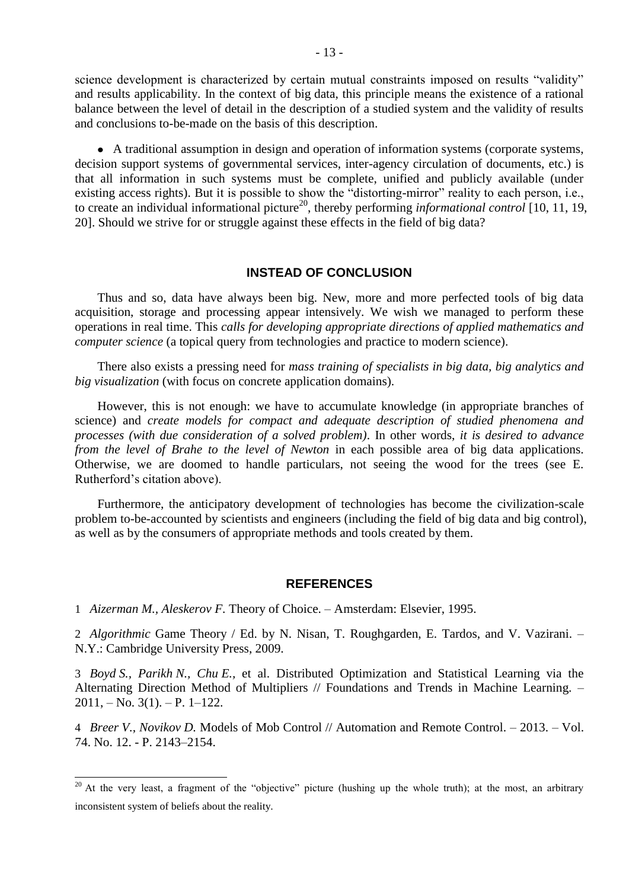science development is characterized by certain mutual constraints imposed on results "validity" and results applicability. In the context of big data, this principle means the existence of a rational balance between the level of detail in the description of a studied system and the validity of results and conclusions to-be-made on the basis of this description.

- A traditional assumption in design and operation of information systems (corporate systems, decision support systems of governmental services, inter-agency circulation of documents, etc.) is that all information in such systems must be complete, unified and publicly available (under existing access rights). But it is possible to show the "distorting-mirror" reality to each person, i.e., to create an individual informational picture[20], thereby performing *informational control* [10, 11, 19, 20]. Should we strive for or struggle against these effects in the field of big data?

## INSTEAD OF CONCLUSION

Thus and so, data have always been big. New, more and more perfected tools of big data acquisition, storage and processing appear intensively. We wish we managed to perform these operations in real time. This *calls for developing appropriate directions of applied mathematics and computer science* (a topical query from technologies and practice to modern science).

There also exists a pressing need for *mass training of specialists in big data, big analytics and big visualization* (with focus on concrete application domains).

However, this is not enough: we have to accumulate knowledge (in appropriate branches of science) and *create models for compact and adequate description of studied phenomena and processes (with due consideration of a solved problem)*. In other words, *it is desired to advance from the level of Brahe to the level of Newton* in each possible area of big data applications. Otherwise, we are doomed to handle particulars, not seeing the wood for the trees (see E. Rutherford's citation above).

Furthermore, the anticipatory development of technologies has become the civilization-scale problem to-be-accounted by scientists and engineers (including the field of big data and big control), as well as by the consumers of appropriate methods and tools created by them.

## REFERENCES

1 *Aizerman M., Aleskerov F.* Theory of Choice. – Amsterdam: Elsevier, 1995.

2 *Algorithmic* Game Theory / Ed. by N. Nisan, T. Roughgarden, E. Tardos, and V. Vazirani. – N.Y.: Cambridge University Press, 2009.

3 *Boyd S., Parikh N., Chu E.*, et al. Distributed Optimization and Statistical Learning via the Alternating Direction Method of Multipliers // Foundations and Trends in Machine Learning. – 2011, – No. 3(1). – P. 1–122.

4 *Breer V., Novikov D.* Models of Mob Control // Automation and Remote Control. – 2013. – Vol. 74. No. 12. - P. 2143–2154.

[20] At the very least, a fragment of the "objective" picture (hushing up the whole truth); at the most, an arbitrary inconsistent system of beliefs about the reality.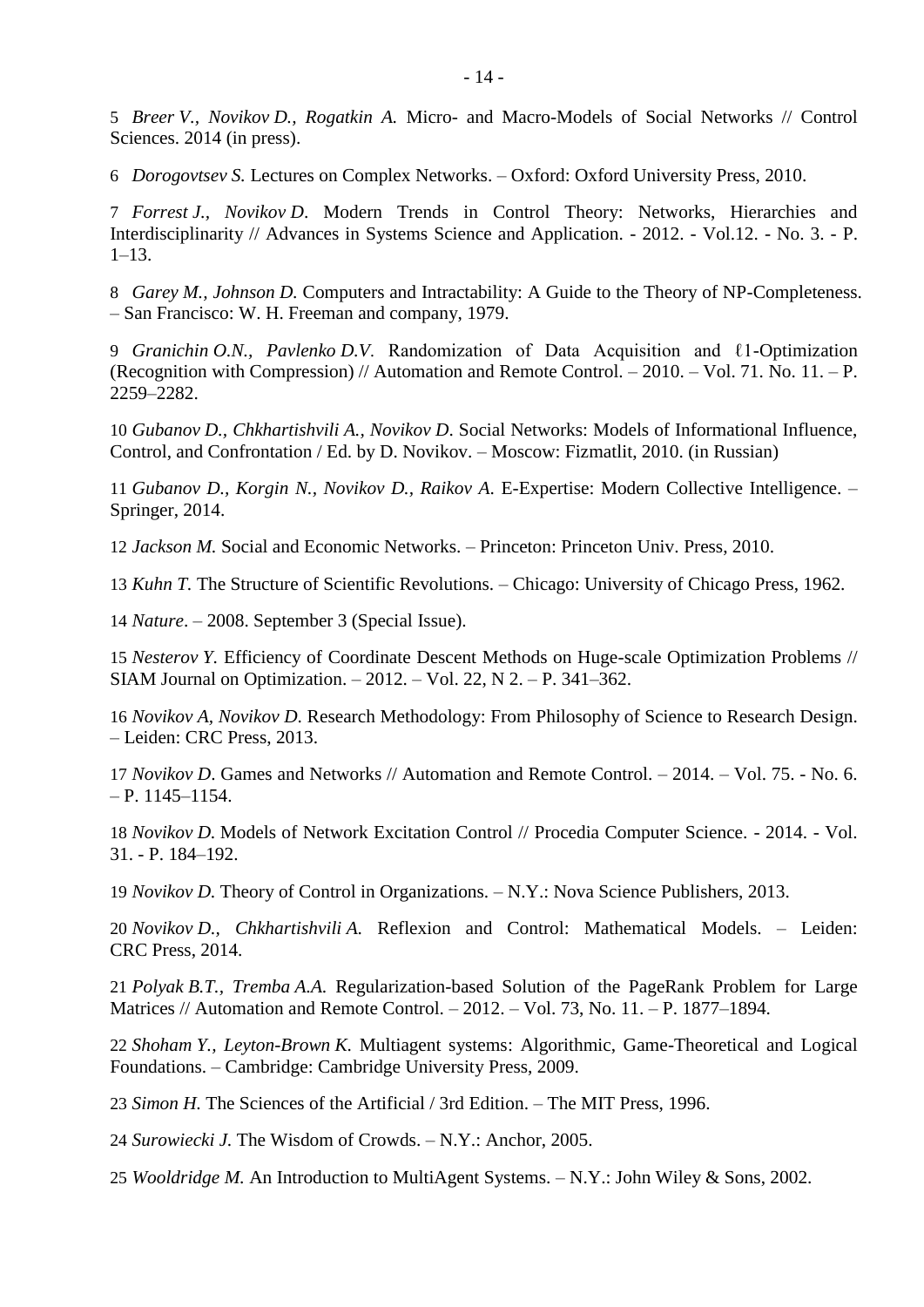5 *Breer V., Novikov D., Rogatkin A.* Micro- and Macro-Models of Social Networks // Control Sciences. 2014 (in press).

6 *Dorogovtsev S.* Lectures on Complex Networks. – Oxford: Oxford University Press, 2010.

7 *Forrest J., Novikov D*. Modern Trends in Control Theory: Networks, Hierarchies and Interdisciplinarity // Advances in Systems Science and Application. - 2012. - Vol.12. - No. 3. - P. 1–13.

8 *Garey M., Johnson D.* Computers and Intractability: A Guide to the Theory of NP-Completeness. – San Francisco: W. H. Freeman and company, 1979.

9 *Granichin O.N., Pavlenko D.V*. Randomization of Data Acquisition and ℓ1-Optimization (Recognition with Compression) // Automation and Remote Control. – 2010. – Vol. 71. No. 11. – P. 2259–2282.

10 *Gubanov D., Chkhartishvili A., Novikov D*. Social Networks: Models of Informational Influence, Control, and Confrontation / Ed. by D. Novikov. – Moscow: Fizmatlit, 2010. (in Russian)

11 *Gubanov D., Korgin N., Novikov D., Raikov A*. E-Expertise: Modern Collective Intelligence. – Springer, 2014.

12 *Jackson M.* Social and Economic Networks. – Princeton: Princeton Univ. Press, 2010.

13 *Kuhn T.* The Structure of Scientific Revolutions. – Chicago: University of Chicago Press, 1962.

14 *Nature*. – 2008. September 3 (Special Issue).

15 *Nesterov Y.* Efficiency of Coordinate Descent Methods on Huge-scale Optimization Problems // SIAM Journal on Optimization. – 2012. – Vol. 22, N 2. – P. 341–362.

16 *Novikov A, Novikov D*. Research Methodology: From Philosophy of Science to Research Design. – Leiden: CRC Press, 2013.

17 *Novikov D*. Games and Networks // Automation and Remote Control. – 2014. – Vol. 75. - No. 6. – P. 1145–1154.

18 *Novikov D.* Models of Network Excitation Control // Procedia Computer Science. - 2014. - Vol. 31. - P. 184–192.

19 *Novikov D.* Theory of Control in Organizations. – N.Y.: Nova Science Publishers, 2013.

20 *Novikov D., Chkhartishvili A.* Reflexion and Control: Mathematical Models. – Leiden: CRC Press, 2014.

21 *Polyak B.T., Tremba A.A.* Regularization-based Solution of the PageRank Problem for Large Matrices // Automation and Remote Control. – 2012. – Vol. 73, No. 11. – P. 1877–1894.

22 *Shoham Y., Leyton-Brown K.* Multiagent systems: Algorithmic, Game-Theoretical and Logical Foundations. – Cambridge: Cambridge University Press, 2009.

23 *Simon H.* The Sciences of the Artificial / 3rd Edition. – The MIT Press, 1996.

24 *Surowiecki J.* The Wisdom of Crowds. – N.Y.: Anchor, 2005.

25 *Wooldridge M.* An Introduction to MultiAgent Systems. – N.Y.: John Wiley & Sons, 2002.